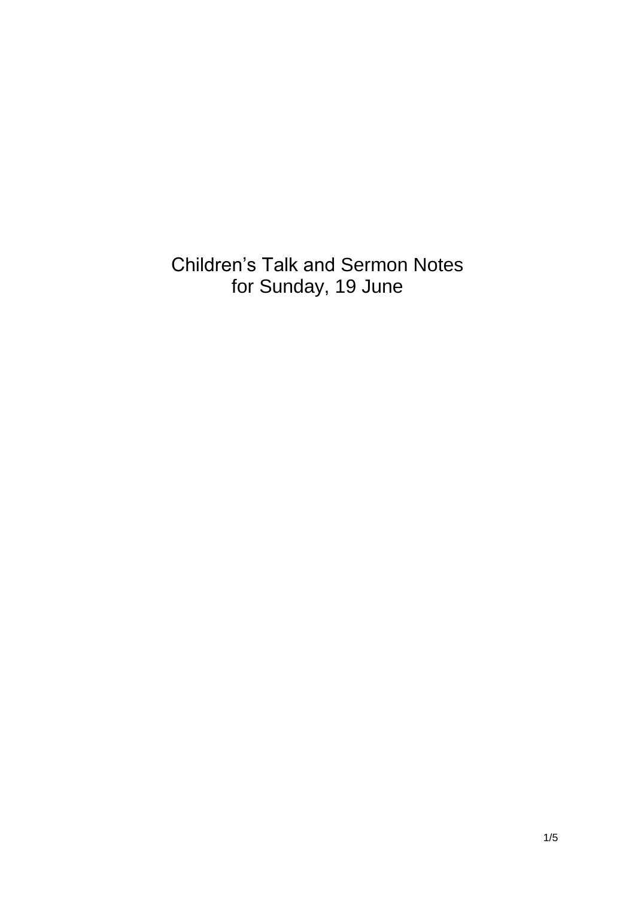# Children's Talk and Sermon Notes
for Sunday, 19 June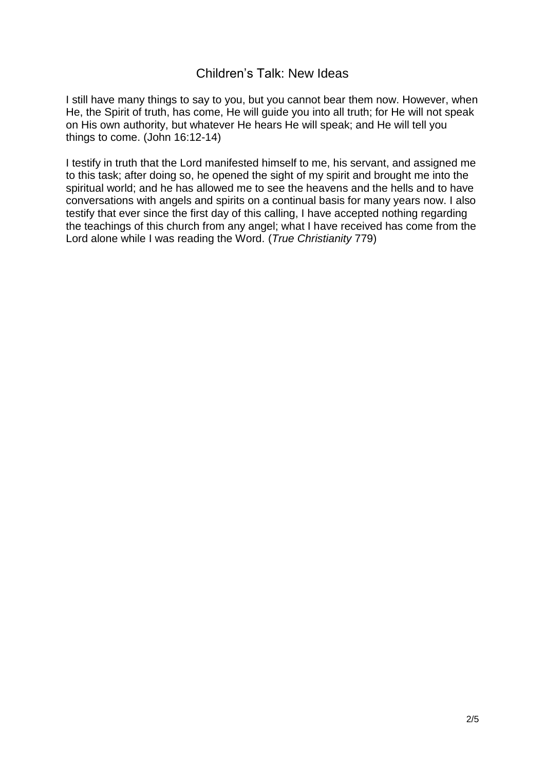# Children's Talk: New Ideas

I still have many things to say to you, but you cannot bear them now. However, when He, the Spirit of truth, has come, He will guide you into all truth; for He will not speak on His own authority, but whatever He hears He will speak; and He will tell you things to come. (John 16:12-14)

I testify in truth that the Lord manifested himself to me, his servant, and assigned me to this task; after doing so, he opened the sight of my spirit and brought me into the spiritual world; and he has allowed me to see the heavens and the hells and to have conversations with angels and spirits on a continual basis for many years now. I also testify that ever since the first day of this calling, I have accepted nothing regarding the teachings of this church from any angel; what I have received has come from the Lord alone while I was reading the Word. (*True Christianity* 779)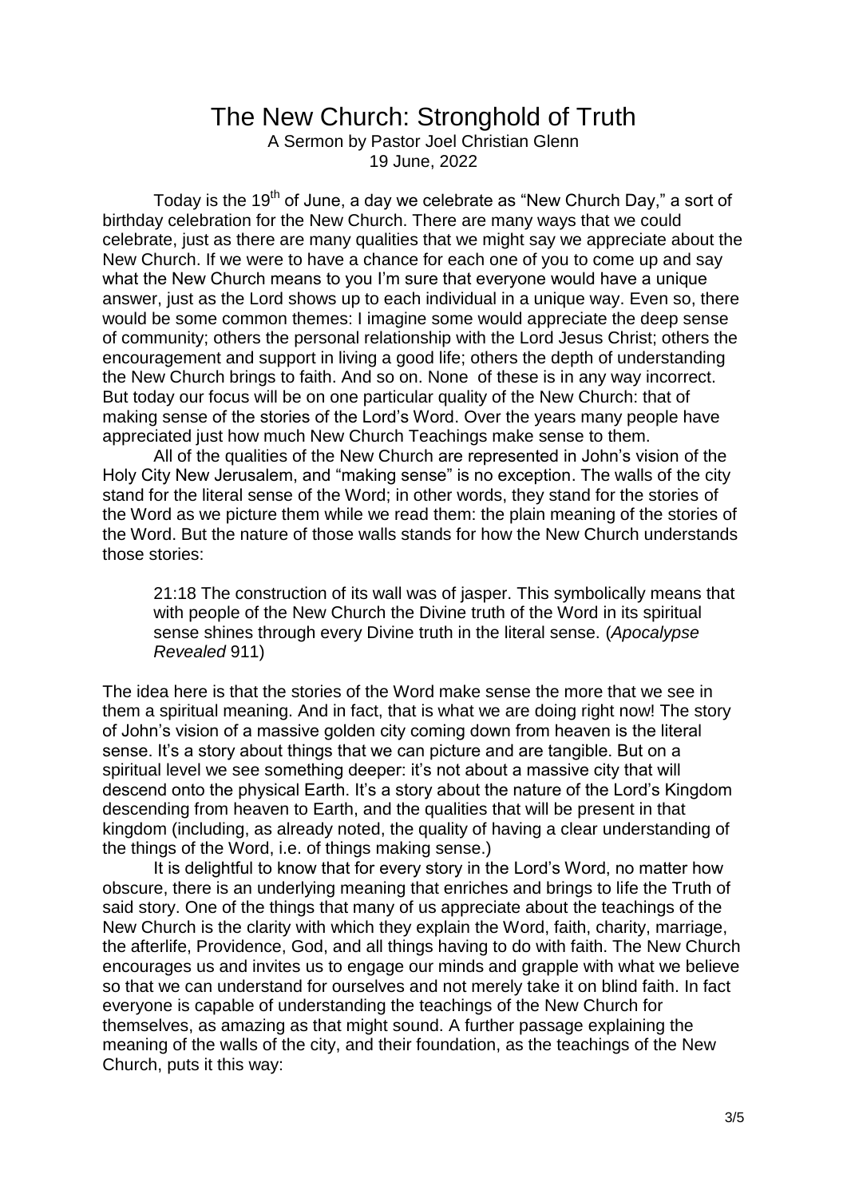# The New Church: Stronghold of Truth

A Sermon by Pastor Joel Christian Glenn
19 June, 2022

Today is the 19th of June, a day we celebrate as "New Church Day," a sort of birthday celebration for the New Church. There are many ways that we could celebrate, just as there are many qualities that we might say we appreciate about the New Church. If we were to have a chance for each one of you to come up and say what the New Church means to you I'm sure that everyone would have a unique answer, just as the Lord shows up to each individual in a unique way. Even so, there would be some common themes: I imagine some would appreciate the deep sense of community; others the personal relationship with the Lord Jesus Christ; others the encouragement and support in living a good life; others the depth of understanding the New Church brings to faith. And so on. None of these is in any way incorrect. But today our focus will be on one particular quality of the New Church: that of making sense of the stories of the Lord's Word. Over the years many people have appreciated just how much New Church Teachings make sense to them.

All of the qualities of the New Church are represented in John's vision of the Holy City New Jerusalem, and "making sense" is no exception. The walls of the city stand for the literal sense of the Word; in other words, they stand for the stories of the Word as we picture them while we read them: the plain meaning of the stories of the Word. But the nature of those walls stands for how the New Church understands those stories:

> 21:18 The construction of its wall was of jasper. This symbolically means that with people of the New Church the Divine truth of the Word in its spiritual sense shines through every Divine truth in the literal sense. (*Apocalypse Revealed* 911)

The idea here is that the stories of the Word make sense the more that we see in them a spiritual meaning. And in fact, that is what we are doing right now! The story of John's vision of a massive golden city coming down from heaven is the literal sense. It's a story about things that we can picture and are tangible. But on a spiritual level we see something deeper: it's not about a massive city that will descend onto the physical Earth. It's a story about the nature of the Lord's Kingdom descending from heaven to Earth, and the qualities that will be present in that kingdom (including, as already noted, the quality of having a clear understanding of the things of the Word, i.e. of things making sense.)

It is delightful to know that for every story in the Lord's Word, no matter how obscure, there is an underlying meaning that enriches and brings to life the Truth of said story. One of the things that many of us appreciate about the teachings of the New Church is the clarity with which they explain the Word, faith, charity, marriage, the afterlife, Providence, God, and all things having to do with faith. The New Church encourages us and invites us to engage our minds and grapple with what we believe so that we can understand for ourselves and not merely take it on blind faith. In fact everyone is capable of understanding the teachings of the New Church for themselves, as amazing as that might sound. A further passage explaining the meaning of the walls of the city, and their foundation, as the teachings of the New Church, puts it this way: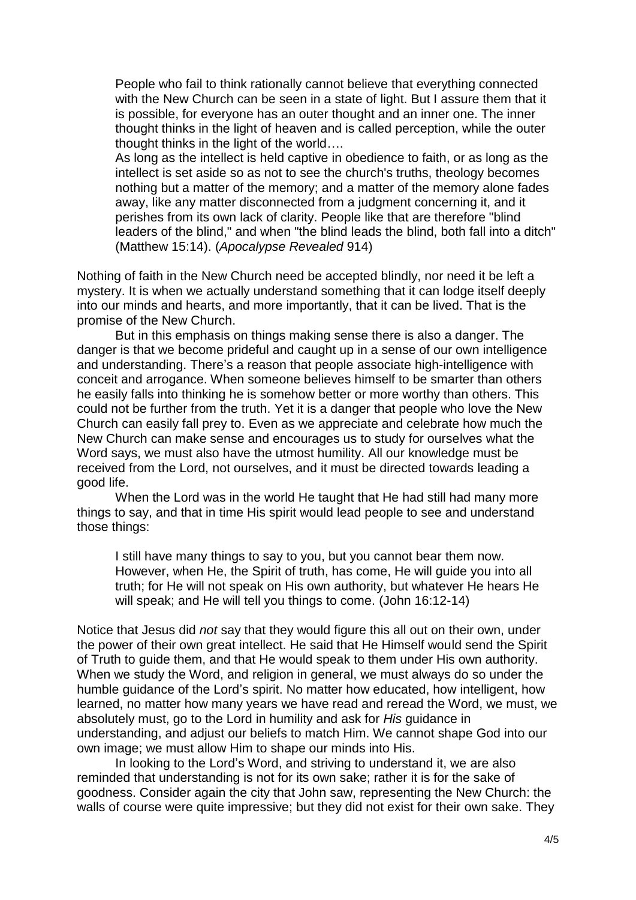> People who fail to think rationally cannot believe that everything connected with the New Church can be seen in a state of light. But I assure them that it is possible, for everyone has an outer thought and an inner one. The inner thought thinks in the light of heaven and is called perception, while the outer thought thinks in the light of the world….
>
> As long as the intellect is held captive in obedience to faith, or as long as the intellect is set aside so as not to see the church's truths, theology becomes nothing but a matter of the memory; and a matter of the memory alone fades away, like any matter disconnected from a judgment concerning it, and it perishes from its own lack of clarity. People like that are therefore "blind leaders of the blind," and when "the blind leads the blind, both fall into a ditch" (Matthew 15:14). (*Apocalypse Revealed* 914)

Nothing of faith in the New Church need be accepted blindly, nor need it be left a mystery. It is when we actually understand something that it can lodge itself deeply into our minds and hearts, and more importantly, that it can be lived. That is the promise of the New Church.

But in this emphasis on things making sense there is also a danger. The danger is that we become prideful and caught up in a sense of our own intelligence and understanding. There's a reason that people associate high-intelligence with conceit and arrogance. When someone believes himself to be smarter than others he easily falls into thinking he is somehow better or more worthy than others. This could not be further from the truth. Yet it is a danger that people who love the New Church can easily fall prey to. Even as we appreciate and celebrate how much the New Church can make sense and encourages us to study for ourselves what the Word says, we must also have the utmost humility. All our knowledge must be received from the Lord, not ourselves, and it must be directed towards leading a good life.

When the Lord was in the world He taught that He had still had many more things to say, and that in time His spirit would lead people to see and understand those things:

> I still have many things to say to you, but you cannot bear them now. However, when He, the Spirit of truth, has come, He will guide you into all truth; for He will not speak on His own authority, but whatever He hears He will speak; and He will tell you things to come. (John 16:12-14)

Notice that Jesus did *not* say that they would figure this all out on their own, under the power of their own great intellect. He said that He Himself would send the Spirit of Truth to guide them, and that He would speak to them under His own authority. When we study the Word, and religion in general, we must always do so under the humble guidance of the Lord's spirit. No matter how educated, how intelligent, how learned, no matter how many years we have read and reread the Word, we must, we absolutely must, go to the Lord in humility and ask for *His* guidance in understanding, and adjust our beliefs to match Him. We cannot shape God into our own image; we must allow Him to shape our minds into His.

In looking to the Lord's Word, and striving to understand it, we are also reminded that understanding is not for its own sake; rather it is for the sake of goodness. Consider again the city that John saw, representing the New Church: the walls of course were quite impressive; but they did not exist for their own sake. They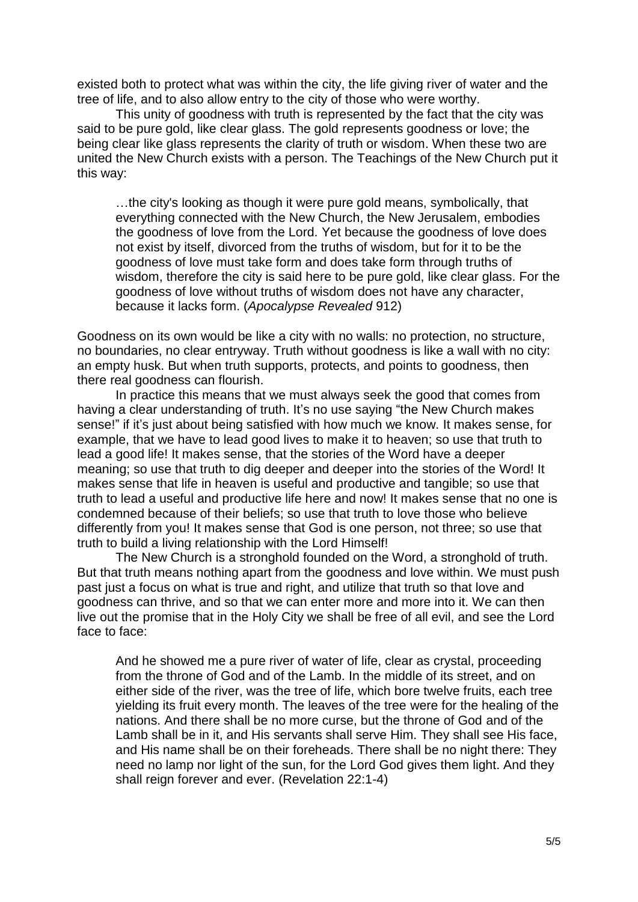existed both to protect what was within the city, the life giving river of water and the tree of life, and to also allow entry to the city of those who were worthy.

This unity of goodness with truth is represented by the fact that the city was said to be pure gold, like clear glass. The gold represents goodness or love; the being clear like glass represents the clarity of truth or wisdom. When these two are united the New Church exists with a person. The Teachings of the New Church put it this way:

> …the city's looking as though it were pure gold means, symbolically, that everything connected with the New Church, the New Jerusalem, embodies the goodness of love from the Lord. Yet because the goodness of love does not exist by itself, divorced from the truths of wisdom, but for it to be the goodness of love must take form and does take form through truths of wisdom, therefore the city is said here to be pure gold, like clear glass. For the goodness of love without truths of wisdom does not have any character, because it lacks form. (*Apocalypse Revealed* 912)

Goodness on its own would be like a city with no walls: no protection, no structure, no boundaries, no clear entryway. Truth without goodness is like a wall with no city: an empty husk. But when truth supports, protects, and points to goodness, then there real goodness can flourish.

In practice this means that we must always seek the good that comes from having a clear understanding of truth. It's no use saying "the New Church makes sense!" if it's just about being satisfied with how much we know. It makes sense, for example, that we have to lead good lives to make it to heaven; so use that truth to lead a good life! It makes sense, that the stories of the Word have a deeper meaning; so use that truth to dig deeper and deeper into the stories of the Word! It makes sense that life in heaven is useful and productive and tangible; so use that truth to lead a useful and productive life here and now! It makes sense that no one is condemned because of their beliefs; so use that truth to love those who believe differently from you! It makes sense that God is one person, not three; so use that truth to build a living relationship with the Lord Himself!

The New Church is a stronghold founded on the Word, a stronghold of truth. But that truth means nothing apart from the goodness and love within. We must push past just a focus on what is true and right, and utilize that truth so that love and goodness can thrive, and so that we can enter more and more into it. We can then live out the promise that in the Holy City we shall be free of all evil, and see the Lord face to face:

> And he showed me a pure river of water of life, clear as crystal, proceeding from the throne of God and of the Lamb. In the middle of its street, and on either side of the river, was the tree of life, which bore twelve fruits, each tree yielding its fruit every month. The leaves of the tree were for the healing of the nations. And there shall be no more curse, but the throne of God and of the Lamb shall be in it, and His servants shall serve Him. They shall see His face, and His name shall be on their foreheads. There shall be no night there: They need no lamp nor light of the sun, for the Lord God gives them light. And they shall reign forever and ever. (Revelation 22:1-4)